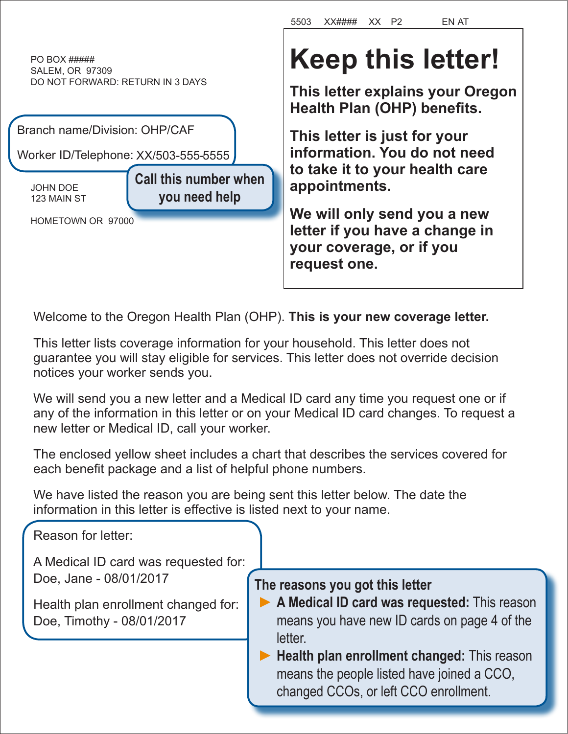5503 XX#### XX P2 EN AT

PO BOX #####
SALEM, OR 97309
DO NOT FORWARD: RETURN IN 3 DAYS

Branch name/Division: OHP/CAF

Worker ID/Telephone: XX/503-555-5555

**Call this number when you need help**

JOHN DOE
123 MAIN ST

HOMETOWN OR 97000

# Keep this letter!

**This letter explains your Oregon Health Plan (OHP) benefits.**

**This letter is just for your information. You do not need to take it to your health care appointments.**

**We will only send you a new letter if you have a change in your coverage, or if you request one.**

Welcome to the Oregon Health Plan (OHP). **This is your new coverage letter.**

This letter lists coverage information for your household. This letter does not guarantee you will stay eligible for services. This letter does not override decision notices your worker sends you.

We will send you a new letter and a Medical ID card any time you request one or if any of the information in this letter or on your Medical ID card changes. To request a new letter or Medical ID, call your worker.

The enclosed yellow sheet includes a chart that describes the services covered for each benefit package and a list of helpful phone numbers.

We have listed the reason you are being sent this letter below. The date the information in this letter is effective is listed next to your name.

Reason for letter:

A Medical ID card was requested for:
Doe, Jane - 08/01/2017

Health plan enrollment changed for:
Doe, Timothy - 08/01/2017

**The reasons you got this letter**

- **A Medical ID card was requested:** This reason means you have new ID cards on page 4 of the letter.
- **Health plan enrollment changed:** This reason means the people listed have joined a CCO, changed CCOs, or left CCO enrollment.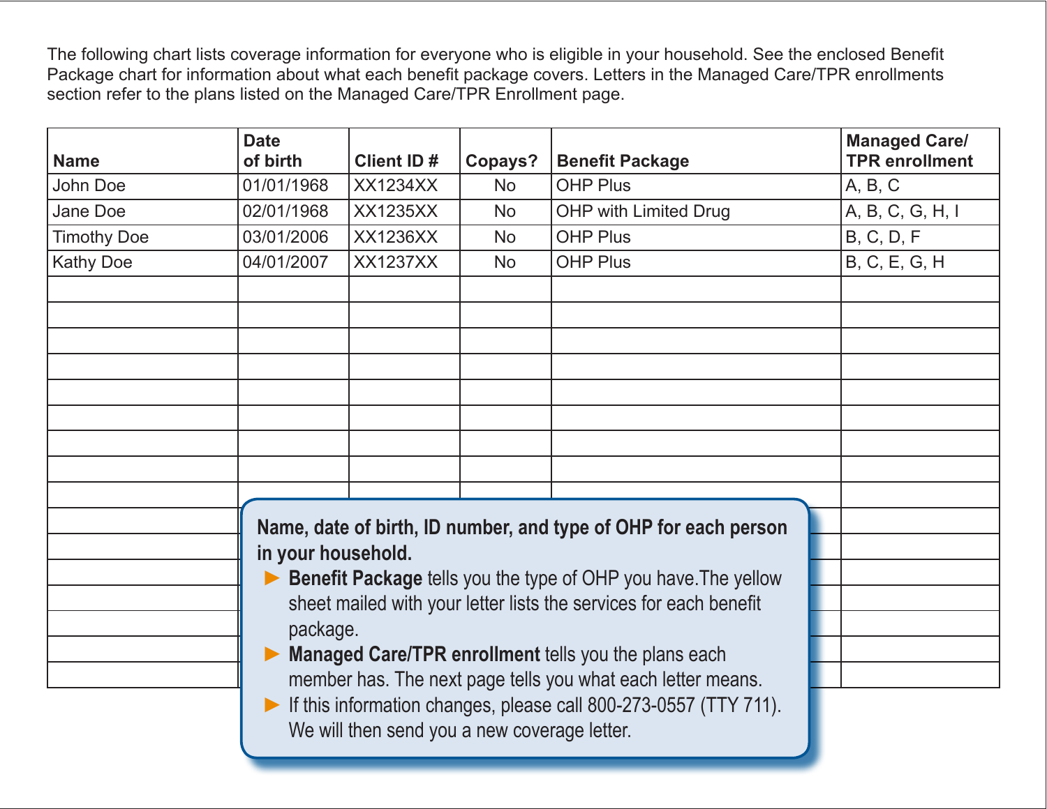The following chart lists coverage information for everyone who is eligible in your household. See the enclosed Benefit Package chart for information about what each benefit package covers. Letters in the Managed Care/TPR enrollments section refer to the plans listed on the Managed Care/TPR Enrollment page.

| Name | Date of birth | Client ID # | Copays? | Benefit Package | Managed Care/ TPR enrollment |
|---|---|---|---|---|---|
| John Doe | 01/01/1968 | XX1234XX | No | OHP Plus | A, B, C |
| Jane Doe | 02/01/1968 | XX1235XX | No | OHP with Limited Drug | A, B, C, G, H, I |
| Timothy Doe | 03/01/2006 | XX1236XX | No | OHP Plus | B, C, D, F |
| Kathy Doe | 04/01/2007 | XX1237XX | No | OHP Plus | B, C, E, G, H |
| | | | | | |
| | | | | | |
| | | | | | |
| | | | | | |
| | | | | | |
| | | | | | |
| | | | | | |
| | | | | | |
| | | | | | |
| | | | | | |
| | | | | | |
| | | | | | |
| | | | | | |
| | | | | | |
| | | | | | |
| | | | | | |

**Name, date of birth, ID number, and type of OHP for each person in your household.**

- **Benefit Package** tells you the type of OHP you have.The yellow sheet mailed with your letter lists the services for each benefit package.
- **Managed Care/TPR enrollment** tells you the plans each member has. The next page tells you what each letter means.
- If this information changes, please call 800-273-0557 (TTY 711). We will then send you a new coverage letter.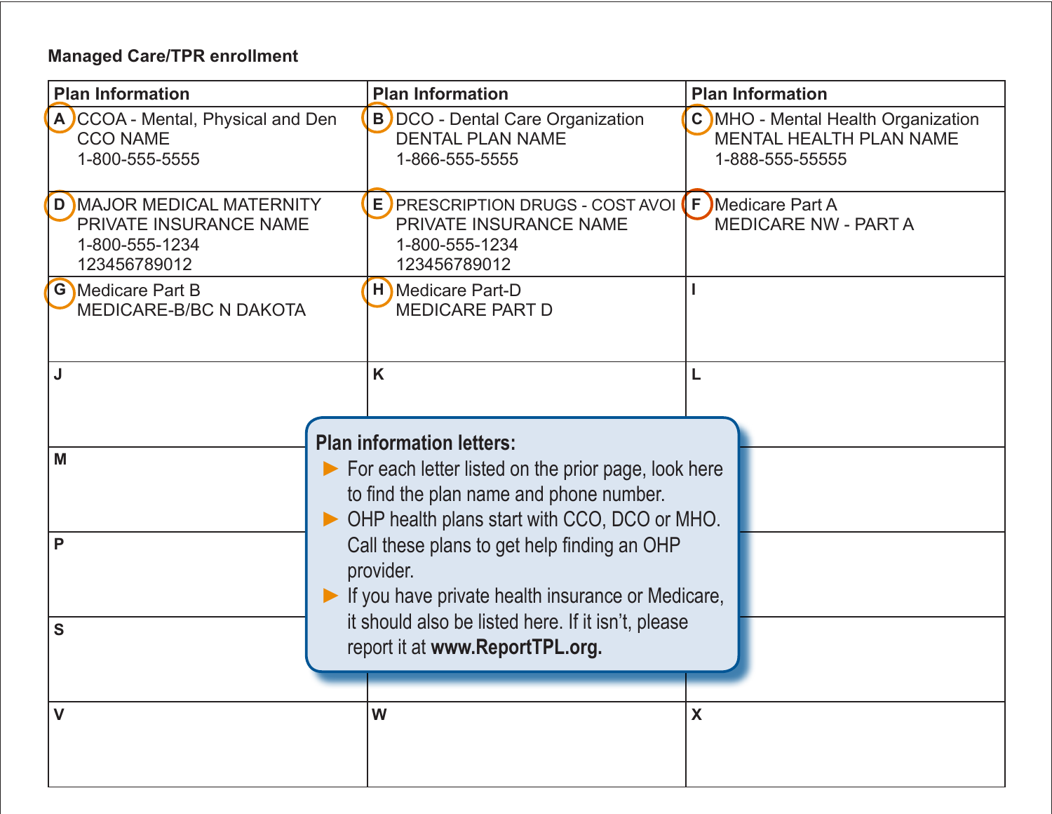**Managed Care/TPR enrollment**

| Plan Information | Plan Information | Plan Information |
|---|---|---|
| A CCOA - Mental, Physical and Den<br>CCO NAME<br>1-800-555-5555 | B DCO - Dental Care Organization<br>DENTAL PLAN NAME<br>1-866-555-5555 | C MHO - Mental Health Organization<br>MENTAL HEALTH PLAN NAME<br>1-888-555-55555 |
| D MAJOR MEDICAL MATERNITY<br>PRIVATE INSURANCE NAME<br>1-800-555-1234<br>123456789012 | E PRESCRIPTION DRUGS - COST AVOI<br>PRIVATE INSURANCE NAME<br>1-800-555-1234<br>123456789012 | F Medicare Part A<br>MEDICARE NW - PART A |
| G Medicare Part B<br>MEDICARE-B/BC N DAKOTA | H Medicare Part-D<br>MEDICARE PART D | I |
| J | K | L |
| M | | |
| P | | |
| S | | |
| V | W | X |

**Plan information letters:**

- For each letter listed on the prior page, look here to find the plan name and phone number.
- OHP health plans start with CCO, DCO or MHO. Call these plans to get help finding an OHP provider.
- If you have private health insurance or Medicare, it should also be listed here. If it isn't, please report it at **www.ReportTPL.org.**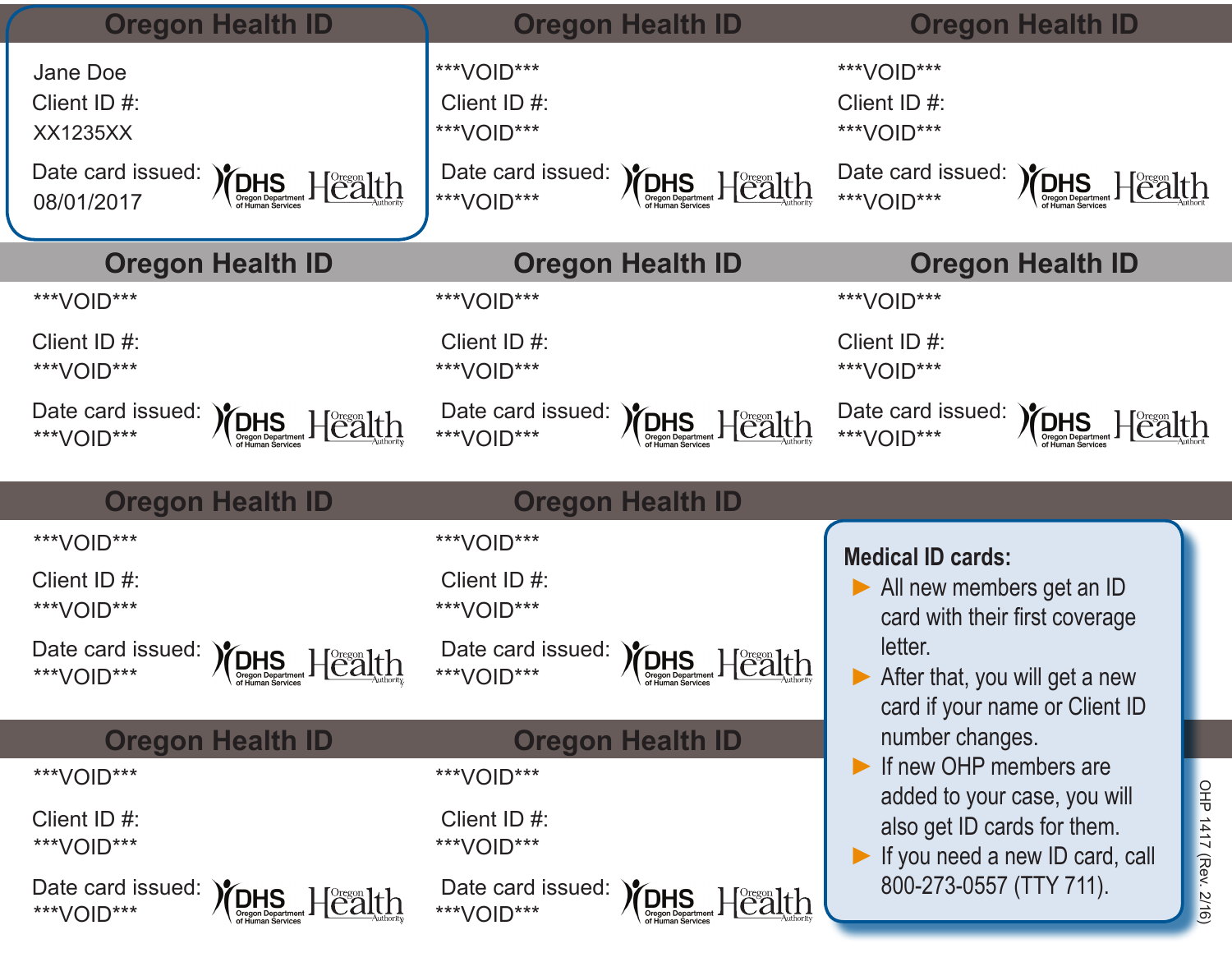## Oregon Health ID

Jane Doe

Client ID #:

XX1235XX

Date card issued:

08/01/2017

DHS Oregon Department of Human Services | Oregon Health Authority

## Oregon Health ID

***VOID***

Client ID #:

***VOID***

Date card issued:

***VOID***

DHS Oregon Department of Human Services | Oregon Health Authority

## Oregon Health ID

***VOID***

Client ID #:

***VOID***

Date card issued:

***VOID***

DHS Oregon Department of Human Services | Oregon Health Authority

## Oregon Health ID

***VOID***

Client ID #:

***VOID***

Date card issued:

***VOID***

DHS Oregon Department of Human Services | Oregon Health Authority

## Oregon Health ID

***VOID***

Client ID #:

***VOID***

Date card issued:

***VOID***

DHS Oregon Department of Human Services | Oregon Health Authority

## Oregon Health ID

***VOID***

Client ID #:

***VOID***

Date card issued:

***VOID***

DHS Oregon Department of Human Services | Oregon Health Authority

## Oregon Health ID

***VOID***

Client ID #:

***VOID***

Date card issued:

***VOID***

DHS Oregon Department of Human Services | Oregon Health Authority

## Oregon Health ID

***VOID***

Client ID #:

***VOID***

Date card issued:

***VOID***

DHS Oregon Department of Human Services | Oregon Health Authority

## Oregon Health ID

***VOID***

Client ID #:

***VOID***

Date card issued:

***VOID***

DHS Oregon Department of Human Services | Oregon Health Authority

## Oregon Health ID

***VOID***

Client ID #:

***VOID***

Date card issued:

***VOID***

DHS Oregon Department of Human Services | Oregon Health Authority

**Medical ID cards:**

- All new members get an ID card with their first coverage letter.
- After that, you will get a new card if your name or Client ID number changes.
- If new OHP members are added to your case, you will also get ID cards for them.
- If you need a new ID card, call 800-273-0557 (TTY 711).

OHP 1417 (Rev. 2/16)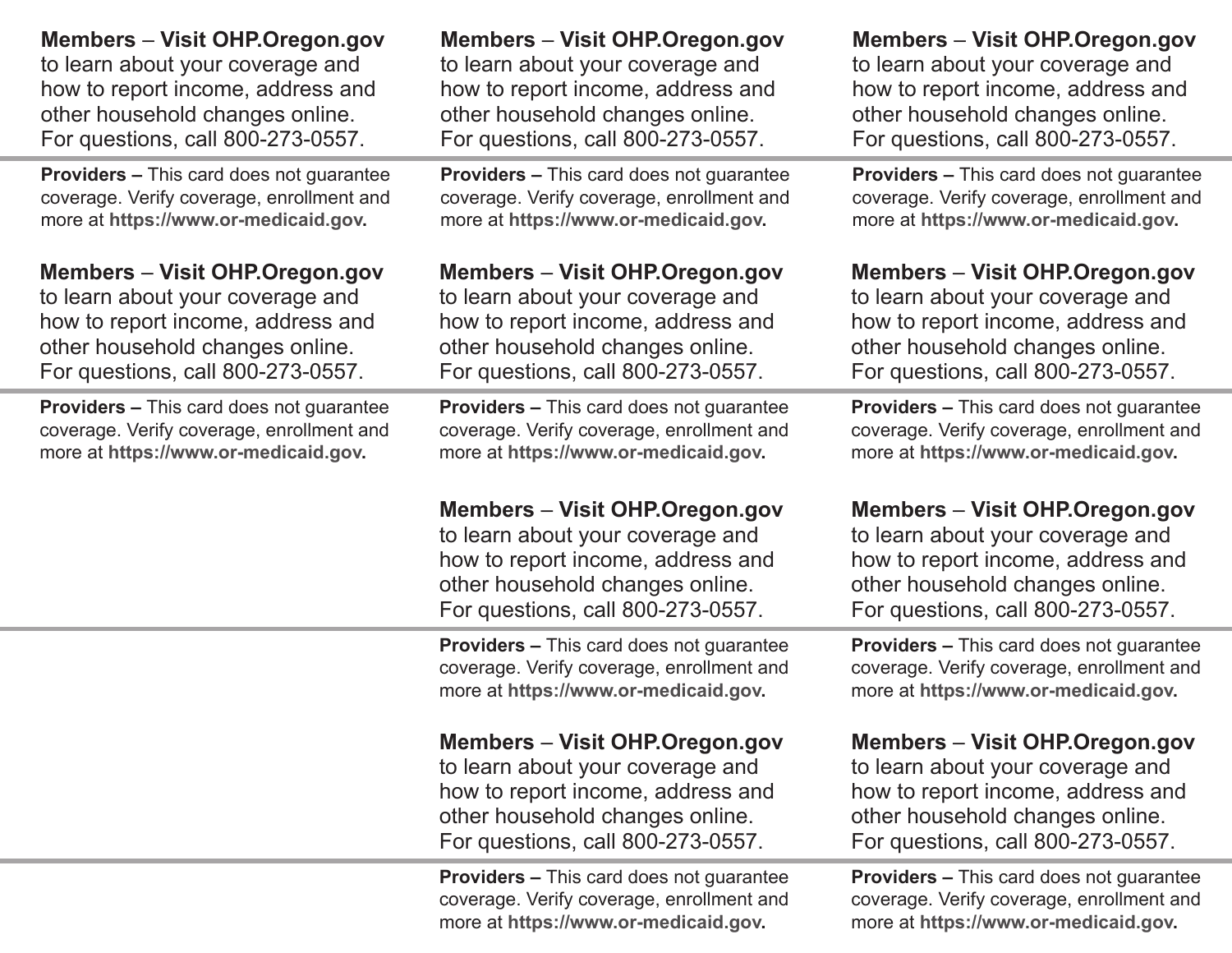**Members** – **Visit OHP.Oregon.gov** to learn about your coverage and how to report income, address and other household changes online. For questions, call 800-273-0557.

**Providers –** This card does not guarantee coverage. Verify coverage, enrollment and more at **https://www.or-medicaid.gov.**

**Members** – **Visit OHP.Oregon.gov** to learn about your coverage and how to report income, address and other household changes online. For questions, call 800-273-0557.

**Providers –** This card does not guarantee coverage. Verify coverage, enrollment and more at **https://www.or-medicaid.gov.**

**Members** – **Visit OHP.Oregon.gov** to learn about your coverage and how to report income, address and other household changes online. For questions, call 800-273-0557.

**Providers –** This card does not guarantee coverage. Verify coverage, enrollment and more at **https://www.or-medicaid.gov.**

**Members** – **Visit OHP.Oregon.gov** to learn about your coverage and how to report income, address and other household changes online. For questions, call 800-273-0557.

**Providers –** This card does not guarantee coverage. Verify coverage, enrollment and more at **https://www.or-medicaid.gov.**

**Members** – **Visit OHP.Oregon.gov** to learn about your coverage and how to report income, address and other household changes online. For questions, call 800-273-0557.

**Providers –** This card does not guarantee coverage. Verify coverage, enrollment and more at **https://www.or-medicaid.gov.**

**Members** – **Visit OHP.Oregon.gov** to learn about your coverage and how to report income, address and other household changes online. For questions, call 800-273-0557.

**Providers –** This card does not guarantee coverage. Verify coverage, enrollment and more at **https://www.or-medicaid.gov.**

**Members** – **Visit OHP.Oregon.gov** to learn about your coverage and how to report income, address and other household changes online. For questions, call 800-273-0557.

**Providers –** This card does not guarantee coverage. Verify coverage, enrollment and more at **https://www.or-medicaid.gov.**

**Members** – **Visit OHP.Oregon.gov** to learn about your coverage and how to report income, address and other household changes online. For questions, call 800-273-0557.

**Providers –** This card does not guarantee coverage. Verify coverage, enrollment and more at **https://www.or-medicaid.gov.**

**Members** – **Visit OHP.Oregon.gov** to learn about your coverage and how to report income, address and other household changes online. For questions, call 800-273-0557.

**Providers –** This card does not guarantee coverage. Verify coverage, enrollment and more at **https://www.or-medicaid.gov.**

**Members** – **Visit OHP.Oregon.gov** to learn about your coverage and how to report income, address and other household changes online. For questions, call 800-273-0557.

**Providers –** This card does not guarantee coverage. Verify coverage, enrollment and more at **https://www.or-medicaid.gov.**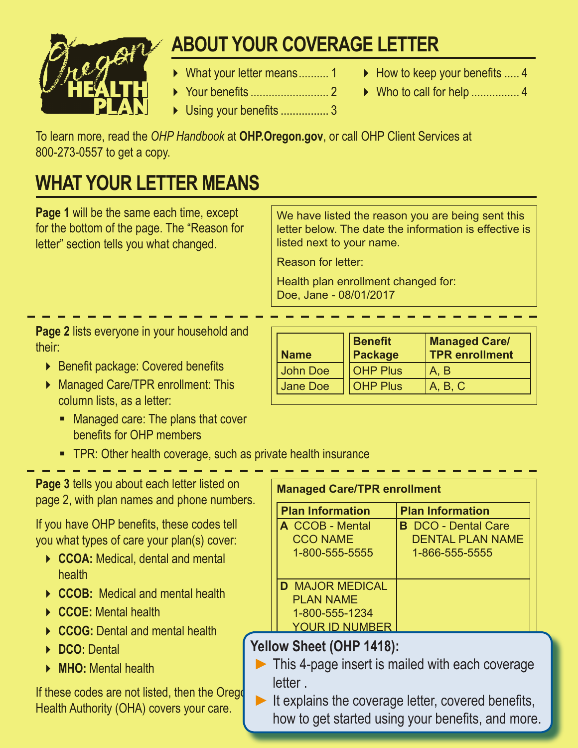# ABOUT YOUR COVERAGE LETTER

- What your letter means.......... 1
- Your benefits .......................... 2
- Using your benefits ................ 3
- How to keep your benefits ..... 4
- Who to call for help ................ 4

To learn more, read the *OHP Handbook* at **OHP.Oregon.gov**, or call OHP Client Services at 800-273-0557 to get a copy.

## WHAT YOUR LETTER MEANS

**Page 1** will be the same each time, except for the bottom of the page. The "Reason for letter" section tells you what changed.

> We have listed the reason you are being sent this letter below. The date the information is effective is listed next to your name.
>
> Reason for letter:
>
> Health plan enrollment changed for:
> Doe, Jane - 08/01/2017

**Page 2** lists everyone in your household and their:

- Benefit package: Covered benefits
- Managed Care/TPR enrollment: This column lists, as a letter:
  - Managed care: The plans that cover benefits for OHP members
  - TPR: Other health coverage, such as private health insurance

| Name | Benefit Package | Managed Care/ TPR enrollment |
|---|---|---|
| John Doe | OHP Plus | A, B |
| Jane Doe | OHP Plus | A, B, C |

**Page 3** tells you about each letter listed on page 2, with plan names and phone numbers.

If you have OHP benefits, these codes tell you what types of care your plan(s) cover:

- **CCOA:** Medical, dental and mental health
- **CCOB:** Medical and mental health
- **CCOE:** Mental health
- **CCOG:** Dental and mental health
- **DCO:** Dental
- **MHO:** Mental health

If these codes are not listed, then the Oregon Health Authority (OHA) covers your care.

**Managed Care/TPR enrollment**

| Plan Information | Plan Information |
|---|---|
| **A** CCOB - Mental CCO NAME 1-800-555-5555 | **B** DCO - Dental Care DENTAL PLAN NAME 1-866-555-5555 |
| **D** MAJOR MEDICAL PLAN NAME 1-800-555-1234 YOUR ID NUMBER | |

**Yellow Sheet (OHP 1418):**

- This 4-page insert is mailed with each coverage letter .
- It explains the coverage letter, covered benefits, how to get started using your benefits, and more.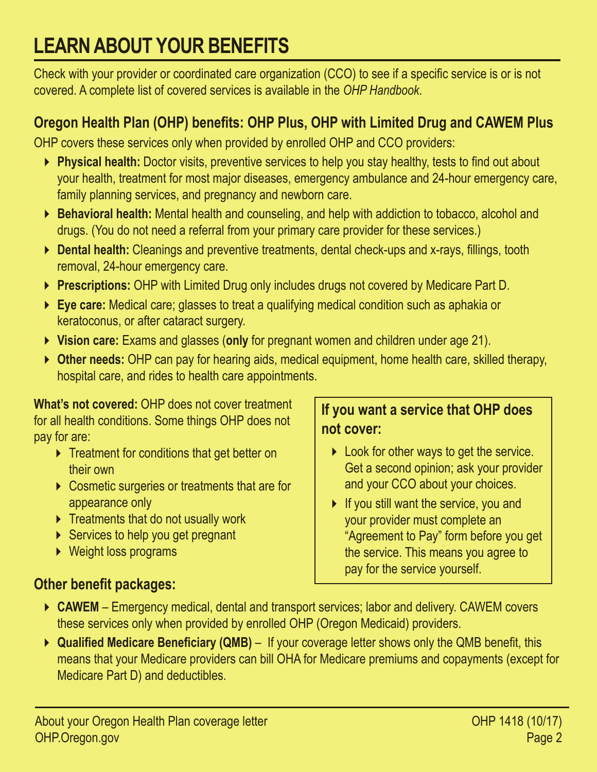# LEARN ABOUT YOUR BENEFITS

Check with your provider or coordinated care organization (CCO) to see if a specific service is or is not covered. A complete list of covered services is available in the *OHP Handbook*.

## Oregon Health Plan (OHP) benefits: OHP Plus, OHP with Limited Drug and CAWEM Plus

OHP covers these services only when provided by enrolled OHP and CCO providers:

- **Physical health:** Doctor visits, preventive services to help you stay healthy, tests to find out about your health, treatment for most major diseases, emergency ambulance and 24-hour emergency care, family planning services, and pregnancy and newborn care.
- **Behavioral health:** Mental health and counseling, and help with addiction to tobacco, alcohol and drugs. (You do not need a referral from your primary care provider for these services.)
- **Dental health:** Cleanings and preventive treatments, dental check-ups and x-rays, fillings, tooth removal, 24-hour emergency care.
- **Prescriptions:** OHP with Limited Drug only includes drugs not covered by Medicare Part D.
- **Eye care:** Medical care; glasses to treat a qualifying medical condition such as aphakia or keratoconus, or after cataract surgery.
- **Vision care:** Exams and glasses (**only** for pregnant women and children under age 21).
- **Other needs:** OHP can pay for hearing aids, medical equipment, home health care, skilled therapy, hospital care, and rides to health care appointments.

**What's not covered:** OHP does not cover treatment for all health conditions. Some things OHP does not pay for are:

- Treatment for conditions that get better on their own
- Cosmetic surgeries or treatments that are for appearance only
- Treatments that do not usually work
- Services to help you get pregnant
- Weight loss programs

### If you want a service that OHP does not cover:

- Look for other ways to get the service. Get a second opinion; ask your provider and your CCO about your choices.
- If you still want the service, you and your provider must complete an "Agreement to Pay" form before you get the service. This means you agree to pay for the service yourself.

## Other benefit packages:

- **CAWEM** – Emergency medical, dental and transport services; labor and delivery. CAWEM covers these services only when provided by enrolled OHP (Oregon Medicaid) providers.
- **Qualified Medicare Beneficiary (QMB)** – If your coverage letter shows only the QMB benefit, this means that your Medicare providers can bill OHA for Medicare premiums and copayments (except for Medicare Part D) and deductibles.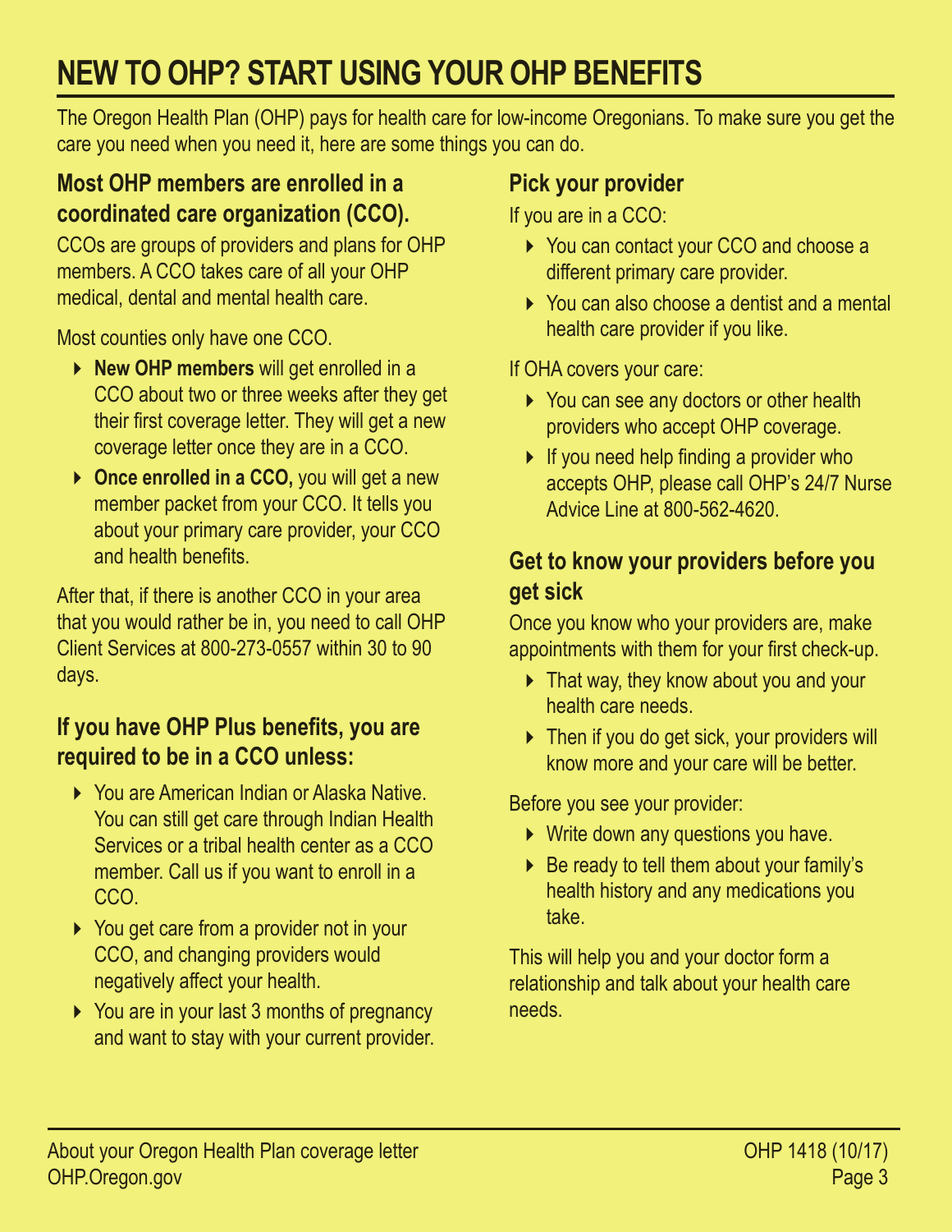# NEW TO OHP? START USING YOUR OHP BENEFITS

The Oregon Health Plan (OHP) pays for health care for low-income Oregonians. To make sure you get the care you need when you need it, here are some things you can do.

## Most OHP members are enrolled in a coordinated care organization (CCO).

CCOs are groups of providers and plans for OHP members. A CCO takes care of all your OHP medical, dental and mental health care.

Most counties only have one CCO.

- **New OHP members** will get enrolled in a CCO about two or three weeks after they get their first coverage letter. They will get a new coverage letter once they are in a CCO.
- **Once enrolled in a CCO,** you will get a new member packet from your CCO. It tells you about your primary care provider, your CCO and health benefits.

After that, if there is another CCO in your area that you would rather be in, you need to call OHP Client Services at 800-273-0557 within 30 to 90 days.

## If you have OHP Plus benefits, you are required to be in a CCO unless:

- You are American Indian or Alaska Native. You can still get care through Indian Health Services or a tribal health center as a CCO member. Call us if you want to enroll in a CCO.
- You get care from a provider not in your CCO, and changing providers would negatively affect your health.
- You are in your last 3 months of pregnancy and want to stay with your current provider.

## Pick your provider

If you are in a CCO:

- You can contact your CCO and choose a different primary care provider.
- You can also choose a dentist and a mental health care provider if you like.

If OHA covers your care:

- You can see any doctors or other health providers who accept OHP coverage.
- If you need help finding a provider who accepts OHP, please call OHP's 24/7 Nurse Advice Line at 800-562-4620.

## Get to know your providers before you get sick

Once you know who your providers are, make appointments with them for your first check-up.

- That way, they know about you and your health care needs.
- Then if you do get sick, your providers will know more and your care will be better.

Before you see your provider:

- Write down any questions you have.
- Be ready to tell them about your family's health history and any medications you take.

This will help you and your doctor form a relationship and talk about your health care needs.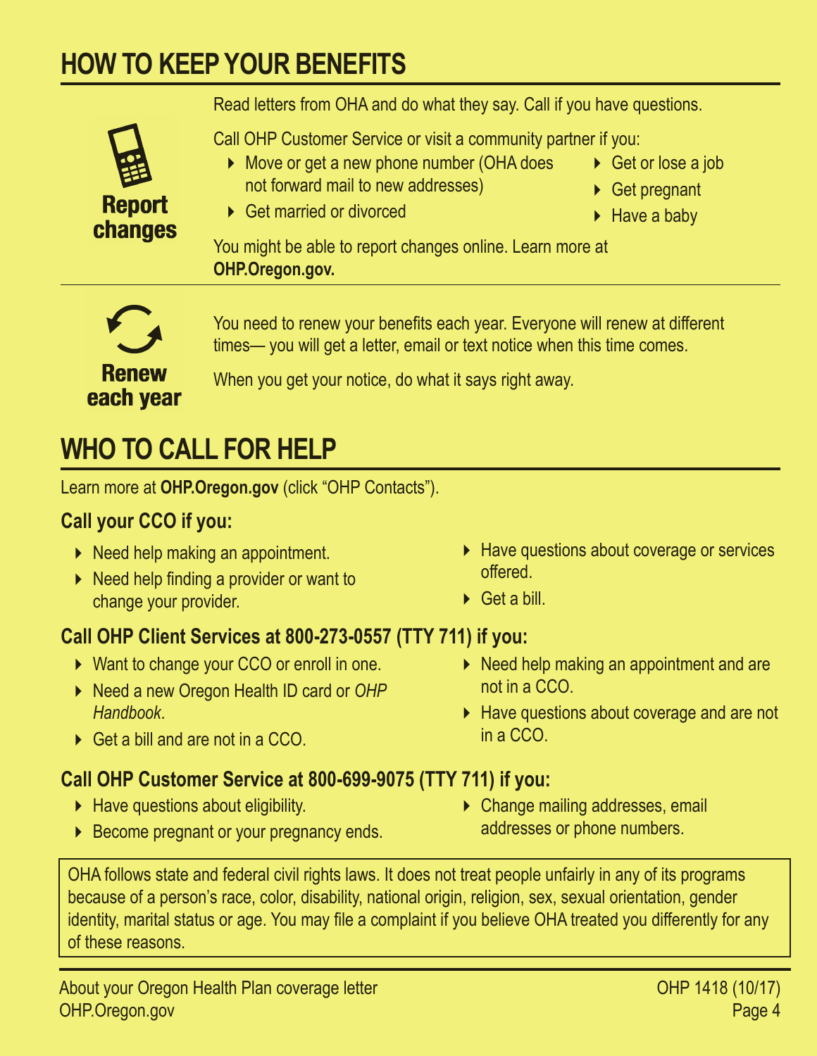# HOW TO KEEP YOUR BENEFITS

**Report changes**

Read letters from OHA and do what they say. Call if you have questions.

Call OHP Customer Service or visit a community partner if you:

- Move or get a new phone number (OHA does not forward mail to new addresses)
- Get married or divorced
- Get or lose a job
- Get pregnant
- Have a baby

You might be able to report changes online. Learn more at **OHP.Oregon.gov.**

**Renew each year**

You need to renew your benefits each year. Everyone will renew at different times— you will get a letter, email or text notice when this time comes.

When you get your notice, do what it says right away.

# WHO TO CALL FOR HELP

Learn more at **OHP.Oregon.gov** (click "OHP Contacts").

### Call your CCO if you:

- Need help making an appointment.
- Need help finding a provider or want to change your provider.
- Have questions about coverage or services offered.
- Get a bill.

### Call OHP Client Services at 800-273-0557 (TTY 711) if you:

- Want to change your CCO or enroll in one.
- Need a new Oregon Health ID card or *OHP Handbook*.
- Get a bill and are not in a CCO.
- Need help making an appointment and are not in a CCO.
- Have questions about coverage and are not in a CCO.

### Call OHP Customer Service at 800-699-9075 (TTY 711) if you:

- Have questions about eligibility.
- Become pregnant or your pregnancy ends.
- Change mailing addresses, email addresses or phone numbers.

OHA follows state and federal civil rights laws. It does not treat people unfairly in any of its programs because of a person's race, color, disability, national origin, religion, sex, sexual orientation, gender identity, marital status or age. You may file a complaint if you believe OHA treated you differently for any of these reasons.